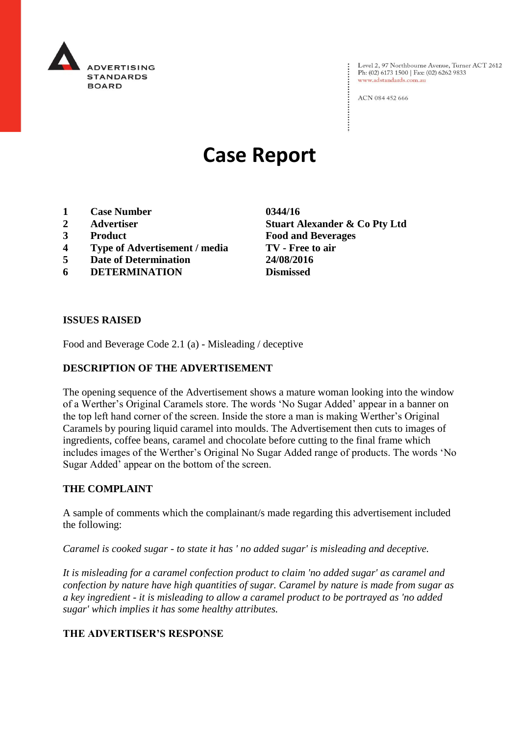ADVERTISING STANDARDS BOARD

Level 2, 97 Northbourne Avenue, Turner ACT 2612
Ph: (02) 6173 1500 | Fax: (02) 6262 9833
www.adstandards.com.au

ACN 084 452 666

# Case Report

| | | |
|---|---|---|
| **1** | **Case Number** | **0344/16** |
| **2** | **Advertiser** | **Stuart Alexander & Co Pty Ltd** |
| **3** | **Product** | **Food and Beverages** |
| **4** | **Type of Advertisement / media** | **TV - Free to air** |
| **5** | **Date of Determination** | **24/08/2016** |
| **6** | **DETERMINATION** | **Dismissed** |

## ISSUES RAISED

Food and Beverage Code 2.1 (a) - Misleading / deceptive

## DESCRIPTION OF THE ADVERTISEMENT

The opening sequence of the Advertisement shows a mature woman looking into the window of a Werther's Original Caramels store. The words 'No Sugar Added' appear in a banner on the top left hand corner of the screen. Inside the store a man is making Werther's Original Caramels by pouring liquid caramel into moulds. The Advertisement then cuts to images of ingredients, coffee beans, caramel and chocolate before cutting to the final frame which includes images of the Werther's Original No Sugar Added range of products. The words 'No Sugar Added' appear on the bottom of the screen.

## THE COMPLAINT

A sample of comments which the complainant/s made regarding this advertisement included the following:

*Caramel is cooked sugar - to state it has ' no added sugar' is misleading and deceptive.*

*It is misleading for a caramel confection product to claim 'no added sugar' as caramel and confection by nature have high quantities of sugar. Caramel by nature is made from sugar as a key ingredient - it is misleading to allow a caramel product to be portrayed as 'no added sugar' which implies it has some healthy attributes.*

## THE ADVERTISER'S RESPONSE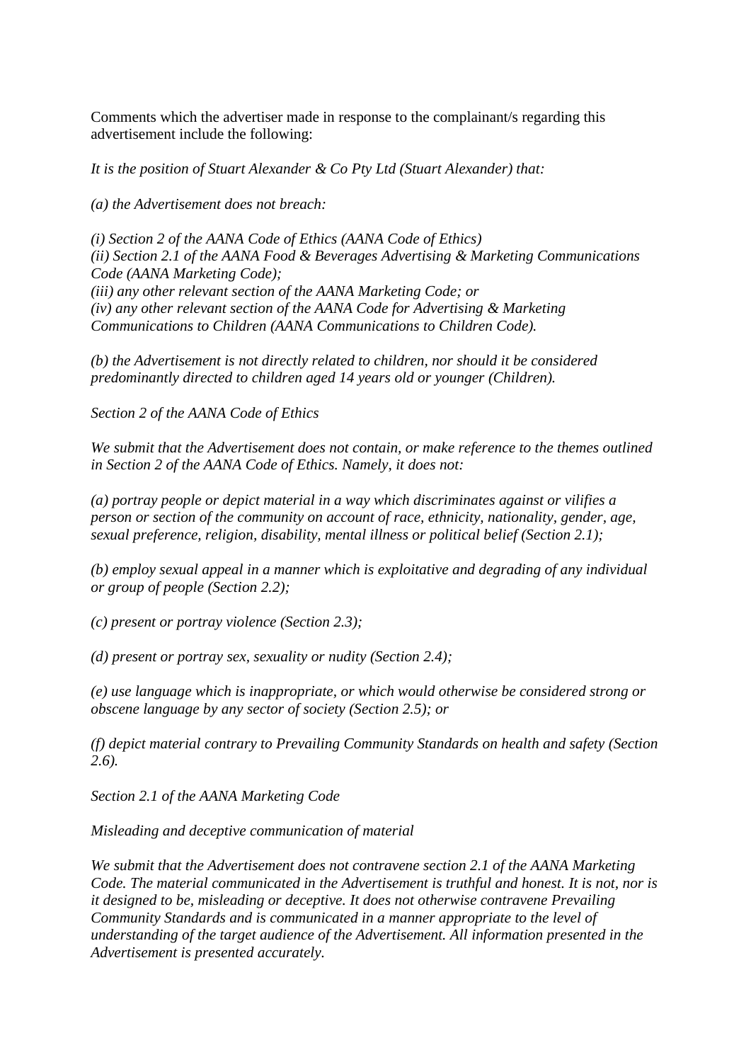Comments which the advertiser made in response to the complainant/s regarding this advertisement include the following:

*It is the position of Stuart Alexander & Co Pty Ltd (Stuart Alexander) that:*

*(a) the Advertisement does not breach:*

*(i) Section 2 of the AANA Code of Ethics (AANA Code of Ethics)*
*(ii) Section 2.1 of the AANA Food & Beverages Advertising & Marketing Communications Code (AANA Marketing Code);*
*(iii) any other relevant section of the AANA Marketing Code; or*
*(iv) any other relevant section of the AANA Code for Advertising & Marketing Communications to Children (AANA Communications to Children Code).*

*(b) the Advertisement is not directly related to children, nor should it be considered predominantly directed to children aged 14 years old or younger (Children).*

*Section 2 of the AANA Code of Ethics*

*We submit that the Advertisement does not contain, or make reference to the themes outlined in Section 2 of the AANA Code of Ethics. Namely, it does not:*

*(a) portray people or depict material in a way which discriminates against or vilifies a person or section of the community on account of race, ethnicity, nationality, gender, age, sexual preference, religion, disability, mental illness or political belief (Section 2.1);*

*(b) employ sexual appeal in a manner which is exploitative and degrading of any individual or group of people (Section 2.2);*

*(c) present or portray violence (Section 2.3);*

*(d) present or portray sex, sexuality or nudity (Section 2.4);*

*(e) use language which is inappropriate, or which would otherwise be considered strong or obscene language by any sector of society (Section 2.5); or*

*(f) depict material contrary to Prevailing Community Standards on health and safety (Section 2.6).*

*Section 2.1 of the AANA Marketing Code*

*Misleading and deceptive communication of material*

*We submit that the Advertisement does not contravene section 2.1 of the AANA Marketing Code. The material communicated in the Advertisement is truthful and honest. It is not, nor is it designed to be, misleading or deceptive. It does not otherwise contravene Prevailing Community Standards and is communicated in a manner appropriate to the level of understanding of the target audience of the Advertisement. All information presented in the Advertisement is presented accurately.*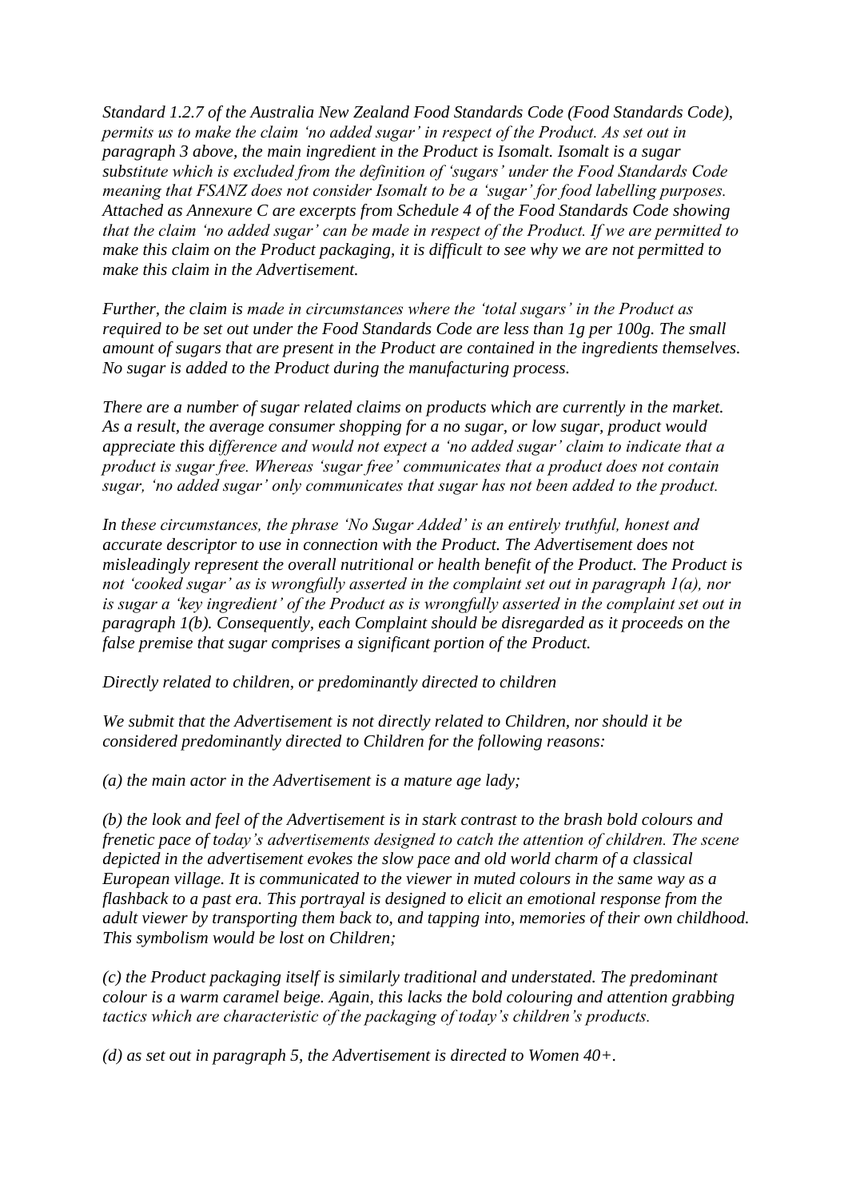*Standard 1.2.7 of the Australia New Zealand Food Standards Code (Food Standards Code), permits us to make the claim 'no added sugar' in respect of the Product. As set out in paragraph 3 above, the main ingredient in the Product is Isomalt. Isomalt is a sugar substitute which is excluded from the definition of 'sugars' under the Food Standards Code meaning that FSANZ does not consider Isomalt to be a 'sugar' for food labelling purposes. Attached as Annexure C are excerpts from Schedule 4 of the Food Standards Code showing that the claim 'no added sugar' can be made in respect of the Product. If we are permitted to make this claim on the Product packaging, it is difficult to see why we are not permitted to make this claim in the Advertisement.*

*Further, the claim is made in circumstances where the 'total sugars' in the Product as required to be set out under the Food Standards Code are less than 1g per 100g. The small amount of sugars that are present in the Product are contained in the ingredients themselves. No sugar is added to the Product during the manufacturing process.*

*There are a number of sugar related claims on products which are currently in the market. As a result, the average consumer shopping for a no sugar, or low sugar, product would appreciate this difference and would not expect a 'no added sugar' claim to indicate that a product is sugar free. Whereas 'sugar free' communicates that a product does not contain sugar, 'no added sugar' only communicates that sugar has not been added to the product.*

*In these circumstances, the phrase 'No Sugar Added' is an entirely truthful, honest and accurate descriptor to use in connection with the Product. The Advertisement does not misleadingly represent the overall nutritional or health benefit of the Product. The Product is not 'cooked sugar' as is wrongfully asserted in the complaint set out in paragraph 1(a), nor is sugar a 'key ingredient' of the Product as is wrongfully asserted in the complaint set out in paragraph 1(b). Consequently, each Complaint should be disregarded as it proceeds on the false premise that sugar comprises a significant portion of the Product.*

*Directly related to children, or predominantly directed to children*

*We submit that the Advertisement is not directly related to Children, nor should it be considered predominantly directed to Children for the following reasons:*

*(a) the main actor in the Advertisement is a mature age lady;*

*(b) the look and feel of the Advertisement is in stark contrast to the brash bold colours and frenetic pace of today's advertisements designed to catch the attention of children. The scene depicted in the advertisement evokes the slow pace and old world charm of a classical European village. It is communicated to the viewer in muted colours in the same way as a flashback to a past era. This portrayal is designed to elicit an emotional response from the adult viewer by transporting them back to, and tapping into, memories of their own childhood. This symbolism would be lost on Children;*

*(c) the Product packaging itself is similarly traditional and understated. The predominant colour is a warm caramel beige. Again, this lacks the bold colouring and attention grabbing tactics which are characteristic of the packaging of today's children's products.*

*(d) as set out in paragraph 5, the Advertisement is directed to Women 40+.*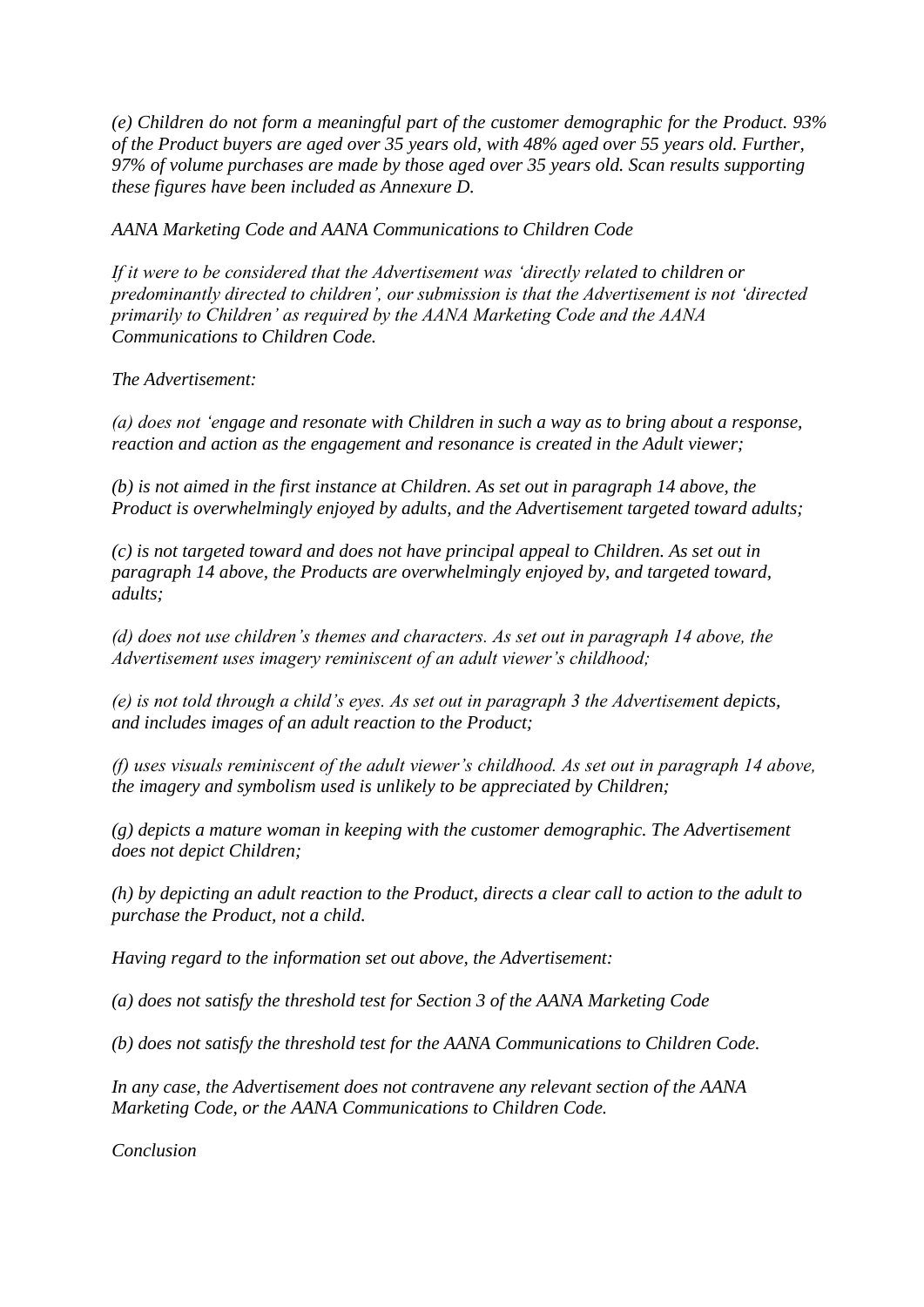*(e) Children do not form a meaningful part of the customer demographic for the Product. 93% of the Product buyers are aged over 35 years old, with 48% aged over 55 years old. Further, 97% of volume purchases are made by those aged over 35 years old. Scan results supporting these figures have been included as Annexure D.*

*AANA Marketing Code and AANA Communications to Children Code*

*If it were to be considered that the Advertisement was 'directly related to children or predominantly directed to children', our submission is that the Advertisement is not 'directed primarily to Children' as required by the AANA Marketing Code and the AANA Communications to Children Code.*

*The Advertisement:*

*(a) does not 'engage and resonate with Children in such a way as to bring about a response, reaction and action as the engagement and resonance is created in the Adult viewer;*

*(b) is not aimed in the first instance at Children. As set out in paragraph 14 above, the Product is overwhelmingly enjoyed by adults, and the Advertisement targeted toward adults;*

*(c) is not targeted toward and does not have principal appeal to Children. As set out in paragraph 14 above, the Products are overwhelmingly enjoyed by, and targeted toward, adults;*

*(d) does not use children's themes and characters. As set out in paragraph 14 above, the Advertisement uses imagery reminiscent of an adult viewer's childhood;*

*(e) is not told through a child's eyes. As set out in paragraph 3 the Advertisement depicts, and includes images of an adult reaction to the Product;*

*(f) uses visuals reminiscent of the adult viewer's childhood. As set out in paragraph 14 above, the imagery and symbolism used is unlikely to be appreciated by Children;*

*(g) depicts a mature woman in keeping with the customer demographic. The Advertisement does not depict Children;*

*(h) by depicting an adult reaction to the Product, directs a clear call to action to the adult to purchase the Product, not a child.*

*Having regard to the information set out above, the Advertisement:*

*(a) does not satisfy the threshold test for Section 3 of the AANA Marketing Code*

*(b) does not satisfy the threshold test for the AANA Communications to Children Code.*

*In any case, the Advertisement does not contravene any relevant section of the AANA Marketing Code, or the AANA Communications to Children Code.*

*Conclusion*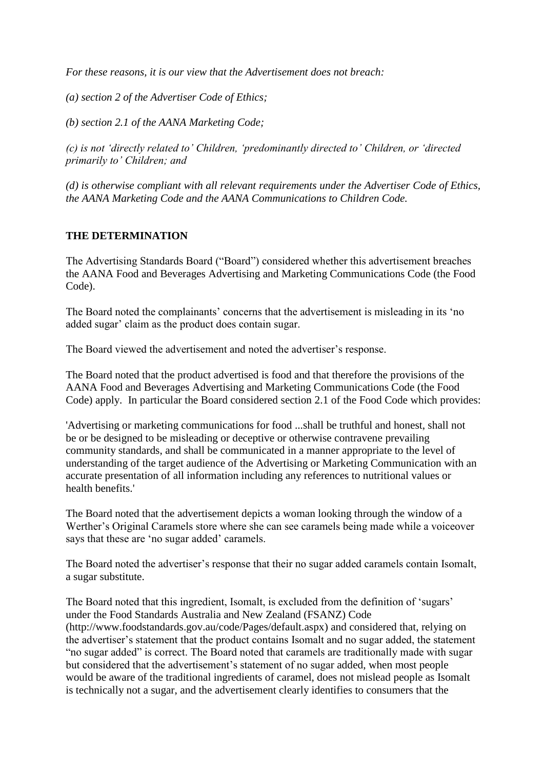*For these reasons, it is our view that the Advertisement does not breach:*

*(a) section 2 of the Advertiser Code of Ethics;*

*(b) section 2.1 of the AANA Marketing Code;*

*(c) is not 'directly related to' Children, 'predominantly directed to' Children, or 'directed primarily to' Children; and*

*(d) is otherwise compliant with all relevant requirements under the Advertiser Code of Ethics, the AANA Marketing Code and the AANA Communications to Children Code.*

## THE DETERMINATION

The Advertising Standards Board ("Board") considered whether this advertisement breaches the AANA Food and Beverages Advertising and Marketing Communications Code (the Food Code).

The Board noted the complainants' concerns that the advertisement is misleading in its 'no added sugar' claim as the product does contain sugar.

The Board viewed the advertisement and noted the advertiser's response.

The Board noted that the product advertised is food and that therefore the provisions of the AANA Food and Beverages Advertising and Marketing Communications Code (the Food Code) apply. In particular the Board considered section 2.1 of the Food Code which provides:

'Advertising or marketing communications for food ...shall be truthful and honest, shall not be or be designed to be misleading or deceptive or otherwise contravene prevailing community standards, and shall be communicated in a manner appropriate to the level of understanding of the target audience of the Advertising or Marketing Communication with an accurate presentation of all information including any references to nutritional values or health benefits.'

The Board noted that the advertisement depicts a woman looking through the window of a Werther's Original Caramels store where she can see caramels being made while a voiceover says that these are 'no sugar added' caramels.

The Board noted the advertiser's response that their no sugar added caramels contain Isomalt, a sugar substitute.

The Board noted that this ingredient, Isomalt, is excluded from the definition of 'sugars' under the Food Standards Australia and New Zealand (FSANZ) Code (http://www.foodstandards.gov.au/code/Pages/default.aspx) and considered that, relying on the advertiser's statement that the product contains Isomalt and no sugar added, the statement "no sugar added" is correct. The Board noted that caramels are traditionally made with sugar but considered that the advertisement's statement of no sugar added, when most people would be aware of the traditional ingredients of caramel, does not mislead people as Isomalt is technically not a sugar, and the advertisement clearly identifies to consumers that the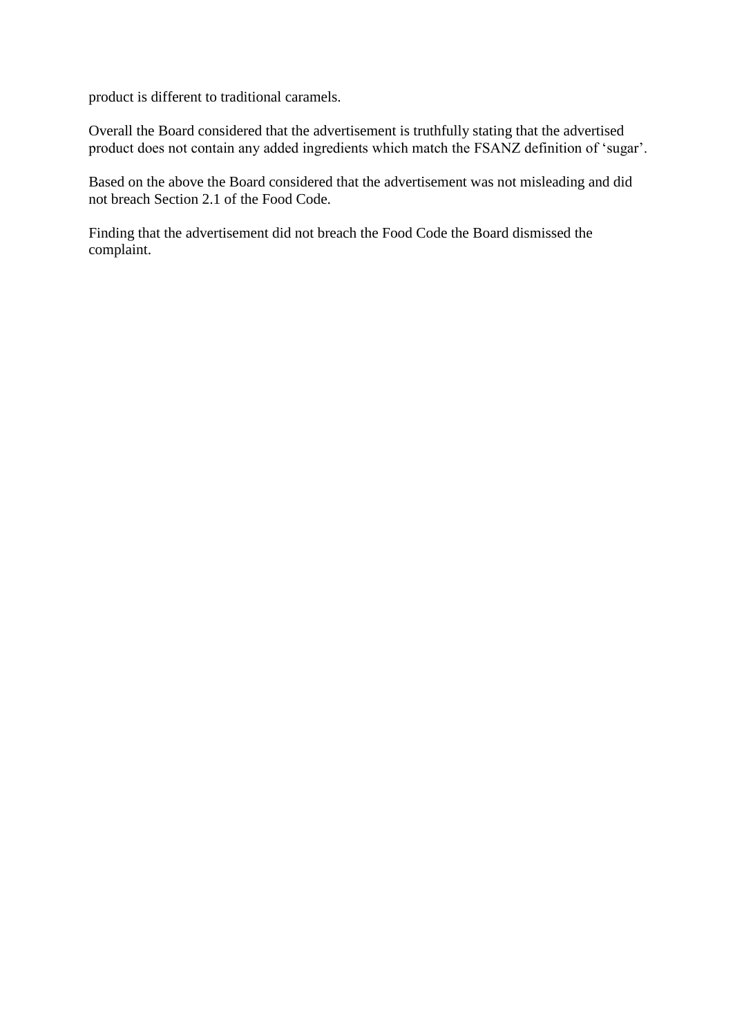product is different to traditional caramels.

Overall the Board considered that the advertisement is truthfully stating that the advertised product does not contain any added ingredients which match the FSANZ definition of ‘sugar’.

Based on the above the Board considered that the advertisement was not misleading and did not breach Section 2.1 of the Food Code.

Finding that the advertisement did not breach the Food Code the Board dismissed the complaint.